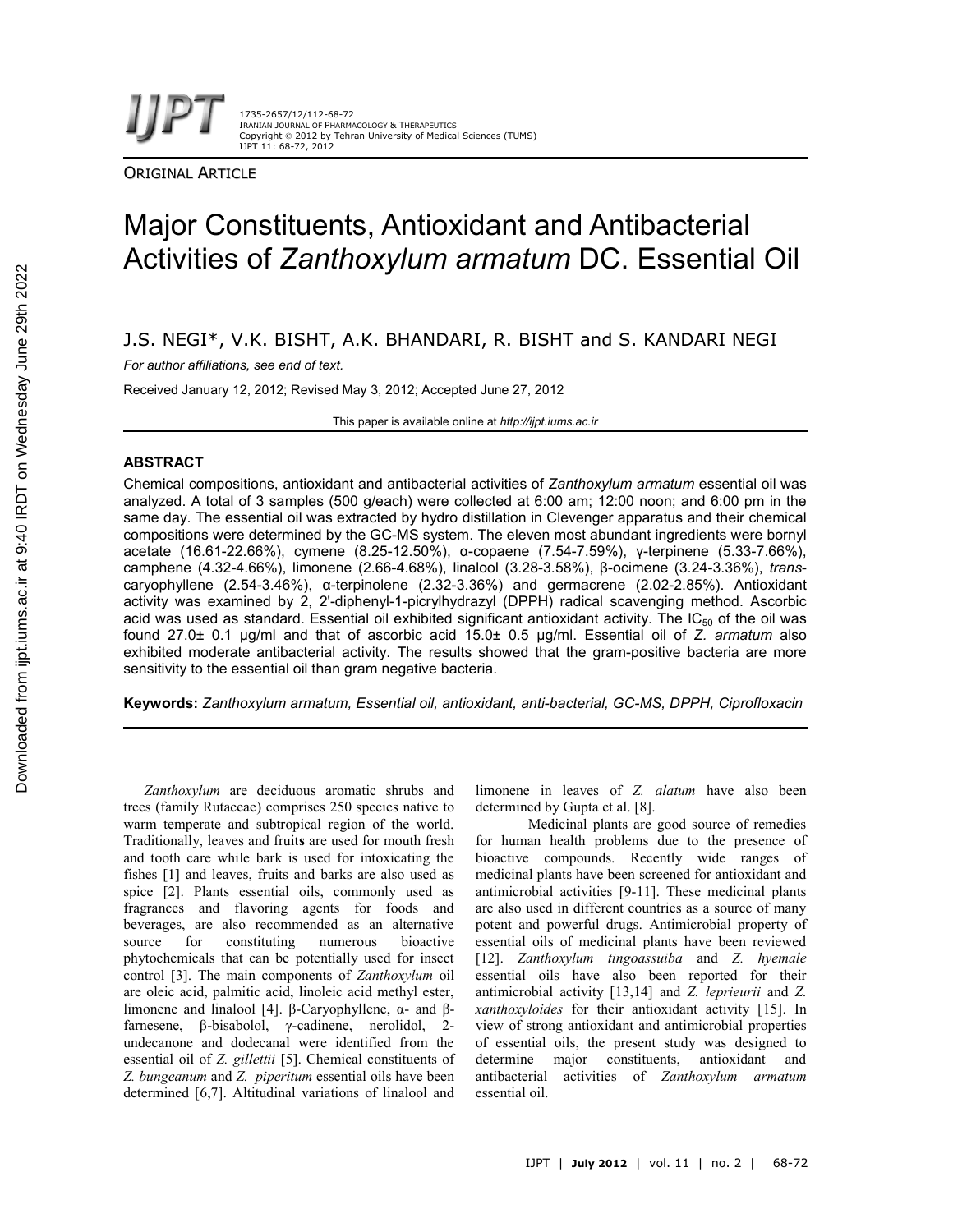ORIGINAL ARTICLE

# Major Constituents, Antioxidant and Antibacterial Activities of *Zanthoxylum armatum* DC. Essential Oil

J.S. NEGI*, V.K. BISHT, A.K. BHANDARI, R. BISHT and S. KANDARI NEGI

*For author affiliations, see end of text.*

Received January 12, 2012; Revised May 3, 2012; Accepted June 27, 2012

This paper is available online at *http://ijpt.iums.ac.ir*

## ABSTRACT

Chemical compositions, antioxidant and antibacterial activities of *Zanthoxylum armatum* essential oil was analyzed. A total of 3 samples (500 g/each) were collected at 6:00 am; 12:00 noon; and 6:00 pm in the same day. The essential oil was extracted by hydro distillation in Clevenger apparatus and their chemical compositions were determined by the GC-MS system. The eleven most abundant ingredients were bornyl acetate (16.61-22.66%), cymene (8.25-12.50%), α-copaene (7.54-7.59%), γ-terpinene (5.33-7.66%), camphene (4.32-4.66%), limonene (2.66-4.68%), linalool (3.28-3.58%), β-ocimene (3.24-3.36%), *trans*-caryophyllene (2.54-3.46%), α-terpinolene (2.32-3.36%) and germacrene (2.02-2.85%). Antioxidant activity was examined by 2, 2'-diphenyl-1-picrylhydrazyl (DPPH) radical scavenging method. Ascorbic acid was used as standard. Essential oil exhibited significant antioxidant activity. The $IC_{50}$ of the oil was found 27.0± 0.1 μg/ml and that of ascorbic acid 15.0± 0.5 μg/ml. Essential oil of *Z. armatum* also exhibited moderate antibacterial activity. The results showed that the gram-positive bacteria are more sensitivity to the essential oil than gram negative bacteria.

**Keywords:** *Zanthoxylum armatum, Essential oil, antioxidant, anti-bacterial, GC-MS, DPPH, Ciprofloxacin*

*Zanthoxylum* are deciduous aromatic shrubs and trees (family Rutaceae) comprises 250 species native to warm temperate and subtropical region of the world. Traditionally, leaves and fruit**s** are used for mouth fresh and tooth care while bark is used for intoxicating the fishes [1] and leaves, fruits and barks are also used as spice [2]. Plants essential oils, commonly used as fragrances and flavoring agents for foods and beverages, are also recommended as an alternative source for constituting numerous bioactive phytochemicals that can be potentially used for insect control [3]. The main components of *Zanthoxylum* oil are oleic acid, palmitic acid, linoleic acid methyl ester, limonene and linalool [4]. β-Caryophyllene, α- and β-farnesene, β-bisabolol, γ-cadinene, nerolidol, 2-undecanone and dodecanal were identified from the essential oil of *Z. gillettii* [5]. Chemical constituents of *Z. bungeanum* and *Z. piperitum* essential oils have been determined [6,7]. Altitudinal variations of linalool and limonene in leaves of *Z. alatum* have also been determined by Gupta et al. [8].

Medicinal plants are good source of remedies for human health problems due to the presence of bioactive compounds. Recently wide ranges of medicinal plants have been screened for antioxidant and antimicrobial activities [9-11]. These medicinal plants are also used in different countries as a source of many potent and powerful drugs. Antimicrobial property of essential oils of medicinal plants have been reviewed [12]. *Zanthoxylum tingoassuiba* and *Z. hyemale* essential oils have also been reported for their antimicrobial activity [13,14] and *Z. leprieurii* and *Z. xanthoxyloides* for their antioxidant activity [15]. In view of strong antioxidant and antimicrobial properties of essential oils, the present study was designed to determine major constituents, antioxidant and antibacterial activities of *Zanthoxylum armatum* essential oil.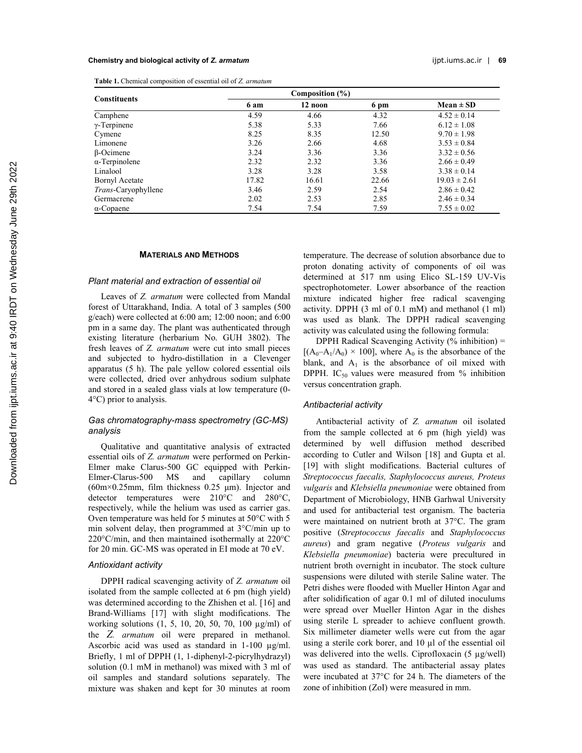**Table 1.** Chemical composition of essential oil of *Z. armatum*

| Constituents | Composition (%) | | | |
|---|---|---|---|---|
| | 6 am | 12 noon | 6 pm | Mean ± SD |
| Camphene | 4.59 | 4.66 | 4.32 | 4.52 ± 0.14 |
| γ-Terpinene | 5.38 | 5.33 | 7.66 | 6.12 ± 1.08 |
| Cymene | 8.25 | 8.35 | 12.50 | 9.70 ± 1.98 |
| Limonene | 3.26 | 2.66 | 4.68 | 3.53 ± 0.84 |
| β-Ocimene | 3.24 | 3.36 | 3.36 | 3.32 ± 0.56 |
| α-Terpinolene | 2.32 | 2.32 | 3.36 | 2.66 ± 0.49 |
| Linalool | 3.28 | 3.28 | 3.58 | 3.38 ± 0.14 |
| Bornyl Acetate | 17.82 | 16.61 | 22.66 | 19.03 ± 2.61 |
| *Trans*-Caryophyllene | 3.46 | 2.59 | 2.54 | 2.86 ± 0.42 |
| Germacrene | 2.02 | 2.53 | 2.85 | 2.46 ± 0.34 |
| α-Copaene | 7.54 | 7.54 | 7.59 | 7.55 ± 0.02 |

## MATERIALS AND METHODS

### *Plant material and extraction of essential oil*

Leaves of *Z. armatum* were collected from Mandal forest of Uttarakhand, India. A total of 3 samples (500 g/each) were collected at 6:00 am; 12:00 noon; and 6:00 pm in a same day. The plant was authenticated through existing literature (herbarium No. GUH 3802). The fresh leaves of *Z. armatum* were cut into small pieces and subjected to hydro-distillation in a Clevenger apparatus (5 h). The pale yellow colored essential oils were collected, dried over anhydrous sodium sulphate and stored in a sealed glass vials at low temperature (0-4°C) prior to analysis.

### *Gas chromatography-mass spectrometry (GC-MS) analysis*

Qualitative and quantitative analysis of extracted essential oils of *Z. armatum* were performed on Perkin-Elmer make Clarus-500 GC equipped with Perkin-Elmer-Clarus-500 MS and capillary column (60m×0.25mm, film thickness 0.25 µm). Injector and detector temperatures were 210°C and 280°C, respectively, while the helium was used as carrier gas. Oven temperature was held for 5 minutes at 50°C with 5 min solvent delay, then programmed at 3°C/min up to 220°C/min, and then maintained isothermally at 220°C for 20 min. GC-MS was operated in EI mode at 70 eV.

### *Antioxidant activity*

DPPH radical scavenging activity of *Z. armatum* oil isolated from the sample collected at 6 pm (high yield) was determined according to the Zhishen et al. [16] and Brand-Williams [17] with slight modifications. The working solutions (1, 5, 10, 20, 50, 70, 100 µg/ml) of the *Z. armatum* oil were prepared in methanol. Ascorbic acid was used as standard in 1-100 µg/ml. Briefly, 1 ml of DPPH (1, 1-diphenyl-2-picrylhydrazyl) solution (0.1 mM in methanol) was mixed with 3 ml of oil samples and standard solutions separately. The mixture was shaken and kept for 30 minutes at room temperature. The decrease of solution absorbance due to proton donating activity of components of oil was determined at 517 nm using Elico SL-159 UV-Vis spectrophotometer. Lower absorbance of the reaction mixture indicated higher free radical scavenging activity. DPPH (3 ml of 0.1 mM) and methanol (1 ml) was used as blank. The DPPH radical scavenging activity was calculated using the following formula:

DPPH Radical Scavenging Activity (% inhibition) = $[(A_0 – A_1/A_0) \times 100]$, where $A_0$ is the absorbance of the blank, and $A_1$ is the absorbance of oil mixed with DPPH. $IC_{50}$ values were measured from % inhibition versus concentration graph.

### *Antibacterial activity*

Antibacterial activity of *Z. armatum* oil isolated from the sample collected at 6 pm (high yield) was determined by well diffusion method described according to Cutler and Wilson [18] and Gupta et al. [19] with slight modifications. Bacterial cultures of *Streptococcus faecalis, Staphylococcus aureus, Proteus vulgaris* and *Klebsiella pneumoniae* were obtained from Department of Microbiology, HNB Garhwal University and used for antibacterial test organism. The bacteria were maintained on nutrient broth at 37°C. The gram positive (*Streptococcus faecalis* and *Staphylococcus aureus*) and gram negative (*Proteus vulgaris* and *Klebsiella pneumoniae*) bacteria were precultured in nutrient broth overnight in incubator. The stock culture suspensions were diluted with sterile Saline water. The Petri dishes were flooded with Mueller Hinton Agar and after solidification of agar 0.1 ml of diluted inoculums were spread over Mueller Hinton Agar in the dishes using sterile L spreader to achieve confluent growth. Six millimeter diameter wells were cut from the agar using a sterile cork borer, and 10 µl of the essential oil was delivered into the wells. Ciprofloxacin (5 µg/well) was used as standard. The antibacterial assay plates were incubated at 37°C for 24 h. The diameters of the zone of inhibition (ZoI) were measured in mm.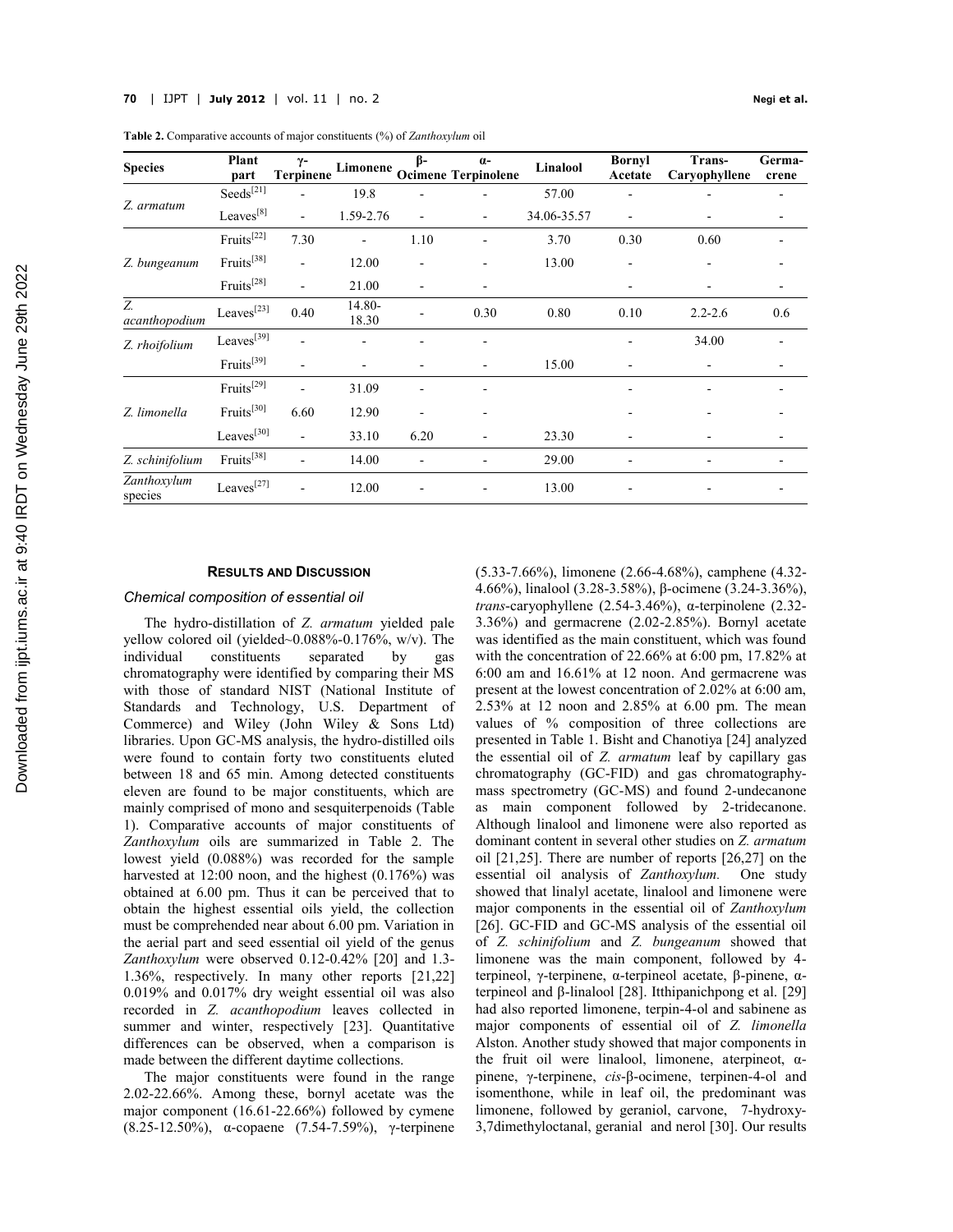**Table 2.** Comparative accounts of major constituents (%) of *Zanthoxylum* oil

| Species | Plant part | γ-Terpinene | Limonene | β-Ocimene | α-Terpinolene | Linalool | Bornyl Acetate | Trans-Caryophyllene | Germacrene |
|---|---|---|---|---|---|---|---|---|---|
| *Z. armatum* | Seeds[21] | - | 19.8 | - | - | 57.00 | - | - | - |
| | Leaves[8] | - | 1.59-2.76 | - | - | 34.06-35.57 | - | - | - |
| *Z. bungeanum* | Fruits[22] | 7.30 | - | 1.10 | - | 3.70 | 0.30 | 0.60 | - |
| | Fruits[38] | - | 12.00 | - | - | 13.00 | - | - | - |
| | Fruits[28] | - | 21.00 | - | - | | - | - | - |
| *Z. acanthopodium* | Leaves[23] | 0.40 | 14.80-18.30 | - | 0.30 | 0.80 | 0.10 | 2.2-2.6 | 0.6 |
| *Z. rhoifolium* | Leaves[39] | - | - | - | - | | - | 34.00 | - |
| | Fruits[39] | - | - | - | - | 15.00 | - | - | - |
| *Z. limonella* | Fruits[29] | - | 31.09 | - | - | | - | - | - |
| | Fruits[30] | 6.60 | 12.90 | - | - | | - | - | - |
| | Leaves[30] | - | 33.10 | 6.20 | - | 23.30 | - | - | - |
| *Z. schinifolium* | Fruits[38] | - | 14.00 | - | - | 29.00 | - | - | - |
| *Zanthoxylum* species | Leaves[27] | - | 12.00 | - | - | 13.00 | - | - | - |

## RESULTS AND DISCUSSION

### *Chemical composition of essential oil*

The hydro-distillation of *Z. armatum* yielded pale yellow colored oil (yielded~0.088%-0.176%, w/v). The individual constituents separated by gas chromatography were identified by comparing their MS with those of standard NIST (National Institute of Standards and Technology, U.S. Department of Commerce) and Wiley (John Wiley & Sons Ltd) libraries. Upon GC-MS analysis, the hydro-distilled oils were found to contain forty two constituents eluted between 18 and 65 min. Among detected constituents eleven are found to be major constituents, which are mainly comprised of mono and sesquiterpenoids (Table 1). Comparative accounts of major constituents of *Zanthoxylum* oils are summarized in Table 2. The lowest yield (0.088%) was recorded for the sample harvested at 12:00 noon, and the highest (0.176%) was obtained at 6.00 pm. Thus it can be perceived that to obtain the highest essential oils yield, the collection must be comprehended near about 6.00 pm. Variation in the aerial part and seed essential oil yield of the genus *Zanthoxylum* were observed 0.12-0.42% [20] and 1.3-1.36%, respectively. In many other reports [21,22] 0.019% and 0.017% dry weight essential oil was also recorded in *Z. acanthopodium* leaves collected in summer and winter, respectively [23]. Quantitative differences can be observed, when a comparison is made between the different daytime collections.

The major constituents were found in the range 2.02-22.66%. Among these, bornyl acetate was the major component (16.61-22.66%) followed by cymene (8.25-12.50%), α-copaene (7.54-7.59%), γ-terpinene (5.33-7.66%), limonene (2.66-4.68%), camphene (4.32-4.66%), linalool (3.28-3.58%), β-ocimene (3.24-3.36%), *trans*-caryophyllene (2.54-3.46%), α-terpinolene (2.32-3.36%) and germacrene (2.02-2.85%). Bornyl acetate was identified as the main constituent, which was found with the concentration of 22.66% at 6:00 pm, 17.82% at 6:00 am and 16.61% at 12 noon. And germacrene was present at the lowest concentration of 2.02% at 6:00 am, 2.53% at 12 noon and 2.85% at 6.00 pm. The mean values of % composition of three collections are presented in Table 1. Bisht and Chanotiya [24] analyzed the essential oil of *Z. armatum* leaf by capillary gas chromatography (GC-FID) and gas chromatography-mass spectrometry (GC-MS) and found 2-undecanone as main component followed by 2-tridecanone. Although linalool and limonene were also reported as dominant content in several other studies on *Z. armatum* oil [21,25]. There are number of reports [26,27] on the essential oil analysis of *Zanthoxylum.* One study showed that linalyl acetate, linalool and limonene were major components in the essential oil of *Zanthoxylum* [26]. GC-FID and GC-MS analysis of the essential oil of *Z. schinifolium* and *Z. bungeanum* showed that limonene was the main component, followed by 4-terpineol, γ-terpinene, α-terpineol acetate, β-pinene, α-terpineol and β-linalool [28]. Itthipanichpong et al. [29] had also reported limonene, terpin-4-ol and sabinene as major components of essential oil of *Z. limonella* Alston. Another study showed that major components in the fruit oil were linalool, limonene, aterpineot, α-pinene, γ-terpinene, *cis*-β-ocimene, terpinen-4-ol and isomenthone, while in leaf oil, the predominant was limonene, followed by geraniol, carvone, 7-hydroxy-3,7dimethyloctanal, geranial and nerol [30]. Our results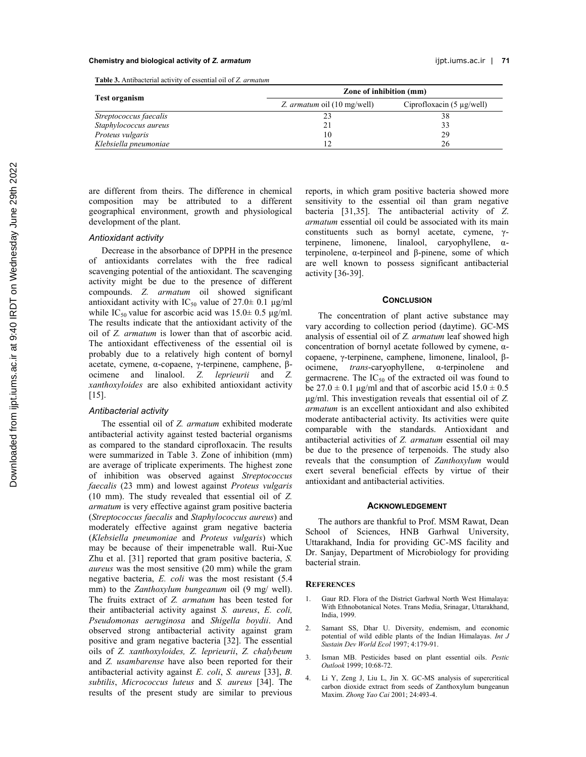**Table 3.** Antibacterial activity of essential oil of *Z. armatum*

| Test organism | Zone of inhibition (mm) | |
|---|---|---|
| | *Z. armatum* oil (10 mg/well) | Ciprofloxacin (5 μg/well) |
| *Streptococcus faecalis* | 23 | 38 |
| *Staphylococcus aureus* | 21 | 33 |
| *Proteus vulgaris* | 10 | 29 |
| *Klebsiella pneumoniae* | 12 | 26 |

are different from theirs. The difference in chemical composition may be attributed to a different geographical environment, growth and physiological development of the plant.

### Antioxidant activity

Decrease in the absorbance of DPPH in the presence of antioxidants correlates with the free radical scavenging potential of the antioxidant. The scavenging activity might be due to the presence of different compounds. *Z. armatum* oil showed significant antioxidant activity with $IC_{50}$ value of 27.0± 0.1 μg/ml while $IC_{50}$ value for ascorbic acid was 15.0± 0.5 μg/ml. The results indicate that the antioxidant activity of the oil of *Z. armatum* is lower than that of ascorbic acid. The antioxidant effectiveness of the essential oil is probably due to a relatively high content of bornyl acetate, cymene, α-copaene, γ-terpinene, camphene, β-ocimene and linalool. *Z. leprieurii* and *Z. xanthoxyloides* are also exhibited antioxidant activity [15].

### Antibacterial activity

The essential oil of *Z. armatum* exhibited moderate antibacterial activity against tested bacterial organisms as compared to the standard ciprofloxacin. The results were summarized in Table 3. Zone of inhibition (mm) are average of triplicate experiments. The highest zone of inhibition was observed against *Streptococcus faecalis* (23 mm) and lowest against *Proteus vulgaris* (10 mm). The study revealed that essential oil of *Z. armatum* is very effective against gram positive bacteria (*Streptococcus faecalis* and *Staphylococcus aureus*) and moderately effective against gram negative bacteria (*Klebsiella pneumoniae* and *Proteus vulgaris*) which may be because of their impenetrable wall. Rui-Xue Zhu et al. [31] reported that gram positive bacteria, *S. aureus* was the most sensitive (20 mm) while the gram negative bacteria, *E. coli* was the most resistant (5.4 mm) to the *Zanthoxylum bungeanum* oil (9 mg/ well). The fruits extract of *Z. armatum* has been tested for their antibacterial activity against *S. aureus*, *E. coli, Pseudomonas aeruginosa* and *Shigella boydii*. And observed strong antibacterial activity against gram positive and gram negative bacteria [32]. The essential oils of *Z. xanthoxyloides, Z. leprieurii*, *Z. chalybeum* and *Z. usambarense* have also been reported for their antibacterial activity against *E. coli*, *S. aureus* [33], *B. subtilis*, *Micrococcus luteus* and *S. aureus* [34]. The results of the present study are similar to previous reports, in which gram positive bacteria showed more sensitivity to the essential oil than gram negative bacteria [31,35]. The antibacterial activity of *Z. armatum* essential oil could be associated with its main constituents such as bornyl acetate, cymene, γ-terpinene, limonene, linalool, caryophyllene, α-terpinolene, α-terpineol and β-pinene, some of which are well known to possess significant antibacterial activity [36-39].

## Conclusion

The concentration of plant active substance may vary according to collection period (daytime). GC-MS analysis of essential oil of *Z. armatum* leaf showed high concentration of bornyl acetate followed by cymene, α-copaene, γ-terpinene, camphene, limonene, linalool, β-ocimene, *trans*-caryophyllene, α-terpinolene and germacrene. The $IC_{50}$ of the extracted oil was found to be 27.0 ± 0.1 μg/ml and that of ascorbic acid 15.0 ± 0.5 μg/ml. This investigation reveals that essential oil of *Z. armatum* is an excellent antioxidant and also exhibited moderate antibacterial activity. Its activities were quite comparable with the standards. Antioxidant and antibacterial activities of *Z. armatum* essential oil may be due to the presence of terpenoids. The study also reveals that the consumption of *Zanthoxylum* would exert several beneficial effects by virtue of their antioxidant and antibacterial activities.

## Acknowledgement

The authors are thankful to Prof. MSM Rawat, Dean School of Sciences, HNB Garhwal University, Uttarakhand, India for providing GC-MS facility and Dr. Sanjay, Department of Microbiology for providing bacterial strain.

## References

1. Gaur RD. Flora of the District Garhwal North West Himalaya: With Ethnobotanical Notes. Trans Media, Srinagar, Uttarakhand, India, 1999.
2. Samant SS, Dhar U. Diversity, endemism, and economic potential of wild edible plants of the Indian Himalayas. *Int J Sustain Dev World Ecol* 1997; 4:179-91.
3. Isman MB. Pesticides based on plant essential oils. *Pestic Outlook* 1999; 10:68-72.
4. Li Y, Zeng J, Liu L, Jin X. GC-MS analysis of supercritical carbon dioxide extract from seeds of Zanthoxylum bungeanun Maxim. *Zhong Yao Cai* 2001; 24:493-4.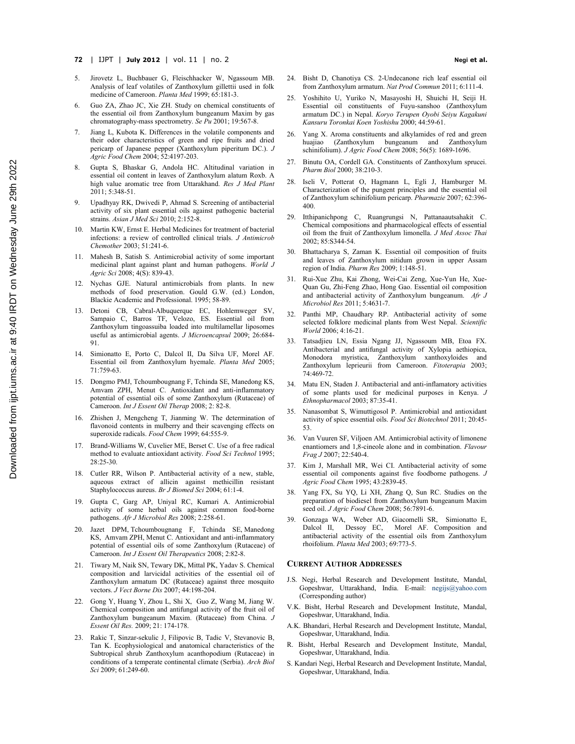5. Jirovetz L, Buchbauer G, Fleischhacker W, Ngassoum MB. Analysis of leaf volatiles of Zanthoxylum gillettii used in folk medicine of Cameroon. *Planta Med* 1999; 65:181-3.
6. Guo ZA, Zhao JC, Xie ZH. Study on chemical constituents of the essential oil from Zanthoxylum bungeanum Maxim by gas chromatography-mass spectrometry. *Se Pu* 2001; 19:567-8.
7. Jiang L, Kubota K. Differences in the volatile components and their odor characteristics of green and ripe fruits and dried pericarp of Japanese pepper (Xanthoxylum piperitum DC.). *J Agric Food Chem* 2004; 52:4197-203.
8. Gupta S, Bhaskar G, Andola HC. Altitudinal variation in essential oil content in leaves of Zanthoxylum alatum Roxb. A high value aromatic tree from Uttarakhand. *Res J Med Plant* 2011; 5:348-51.
9. Upadhyay RK, Dwivedi P, Ahmad S. Screening of antibacterial activity of six plant essential oils against pathogenic bacterial strains. *Asian J Med Sci* 2010; 2:152-8.
10. Martin KW, Ernst E. Herbal Medicines for treatment of bacterial infections: a review of controlled clinical trials. *J Antimicrob Chemother* 2003; 51:241-6.
11. Mahesh B, Satish S. Antimicrobial activity of some important medicinal plant against plant and human pathogens. *World J Agric Sci* 2008; 4(S): 839-43.
12. Nychas GJE. Natural antimicrobials from plants. In new methods of food preservation. Gould G.W. (ed.) London, Blackie Academic and Professional. 1995; 58-89.
13. Detoni CB, Cabral-Albuquerque EC, Hohlemweger SV, Sampaio C, Barros TF, Velozo, ES. Essential oil from Zanthoxylum tingoassuiba loaded into multilamellar liposomes useful as antimicrobial agents. *J Microencapsul* 2009; 26:684-91.
14. Simionatto E, Porto C, Dalcol II, Da Silva UF, Morel AF. Essential oil from Zanthoxylum hyemale. *Planta Med* 2005; 71:759-63.
15. Dongmo PMJ, Tchoumbougnang F, Tchinda SE, Manedong KS, Amvam ZPH, Menut C. Antioxidant and anti-inflammatory potential of essential oils of some Zanthoxylum (Rutaceae) of Cameroon. *Int J Essent Oil Therap* 2008; 2: 82-8.
16. Zhishen J, Mengcheng T, Jianming W. The determination of flavonoid contents in mulberry and their scavenging effects on superoxide radicals. *Food Chem* 1999; 64:555-9.
17. Brand-Williams W, Cuvelier ME, Berset C. Use of a free radical method to evaluate antioxidant activity. *Food Sci Technol* 1995; 28:25-30.
18. Cutler RR, Wilson P. Antibacterial activity of a new, stable, aqueous extract of allicin against methicillin resistant Staphylococcus aureus. *Br J Biomed Sci* 2004; 61:1-4.
19. Gupta C, Garg AP, Uniyal RC, Kumari A. Antimicrobial activity of some herbal oils against common food-borne pathogens. *Afr J Microbiol Res* 2008; 2:258-61.
20. Jazet DPM, Tchoumbougnang F, Tchinda SE, Manedong KS, Amvam ZPH, Menut C. Antioxidant and anti-inflammatory potential of essential oils of some Zanthoxylum (Rutaceae) of Cameroon. *Int J Essent Oil Therapeutics* 2008; 2:82-8.
21. Tiwary M, Naik SN, Tewary DK, Mittal PK, Yadav S. Chemical composition and larvicidal activities of the essential oil of Zanthoxylum armatum DC (Rutaceae) against three mosquito vectors. *J Vect Borne Dis* 2007; 44:198-204.
22. Gong Y, Huang Y, Zhou L, Shi X, Guo Z, Wang M, Jiang W. Chemical composition and antifungal activity of the fruit oil of Zanthoxylum bungeanum Maxim. (Rutaceae) from China. *J Essent Oil Res.* 2009; 21: 174-178.
23. Rakic T, Sinzar-sekulic J, Filipovic B, Tadic V, Stevanovic B, Tan K. Ecophysiological and anatomical characteristics of the Subtropical shrub Zanthoxylum acanthopodium (Rutaceae) in conditions of a temperate continental climate (Serbia). *Arch Biol Sci* 2009; 61:249-60.
24. Bisht D, Chanotiya CS. 2-Undecanone rich leaf essential oil from Zanthoxylum armatum. *Nat Prod Commun* 2011; 6:111-4.
25. Yoshihito U, Yuriko N, Masayoshi H, Shuichi H, Seiji H. Essential oil constituents of Fuyu-sanshoo (Zanthoxylum armatum DC.) in Nepal. *Koryo Terupen Oyobi Seiyu Kagakuni Kansuru Toronkai Koen Yoshishu* 2000; 44:59-61.
26. Yang X. Aroma constituents and alkylamides of red and green huajiao (Zanthoxylum bungeanum and Zanthoxylum schinifolium). *J Agric Food Chem* 2008; 56(5): 1689-1696.
27. Binutu OA, Cordell GA. Constituents of Zanthoxylum sprucei. *Pharm Biol* 2000; 38:210-3.
28. Iseli V, Potterat O, Hagmann L, Egli J, Hamburger M. Characterization of the pungent principles and the essential oil of Zanthoxylum schinifolium pericarp. *Pharmazie* 2007; 62:396-400.
29. Itthipanichpong C, Ruangrungsi N, Pattanaautsahakit C. Chemical compositions and pharmacological effects of essential oil from the fruit of Zanthoxylum limonella. *J Med Assoc Thai* 2002; 85:S344-54.
30. Bhattacharya S, Zaman K. Essential oil composition of fruits and leaves of Zanthoxylum nitidum grown in upper Assam region of India. *Pharm Res* 2009; 1:148-51.
31. Rui-Xue Zhu, Kai Zhong, Wei-Cai Zeng, Xue-Yun He, Xue-Quan Gu, Zhi-Feng Zhao, Hong Gao. Essential oil composition and antibacterial activity of Zanthoxylum bungeanum. *Afr J Microbiol Res* 2011; 5:4631-7.
32. Panthi MP, Chaudhary RP. Antibacterial activity of some selected folklore medicinal plants from West Nepal. *Scientific World* 2006; 4:16-21.
33. Tatsadjieu LN, Essia Ngang JJ, Ngassoum MB, Etoa FX. Antibacterial and antifungal activity of Xylopia aethiopica, Monodora myristica, Zanthoxylum xanthoxyloides and Zanthoxylum leprieurii from Cameroon. *Fitoterapia* 2003; 74:469-72.
34. Matu EN, Staden J. Antibacterial and anti-inflamatory activities of some plants used for medicinal purposes in Kenya. *J Ethnopharmacol* 2003; 87:35-41.
35. Nanasombat S, Wimuttigosol P. Antimicrobial and antioxidant activity of spice essential oils. *Food Sci Biotechnol* 2011; 20:45-53.
36. Van Vuuren SF, Viljoen AM. Antimicrobial activity of limonene enantiomers and 1,8-cineole alone and in combination. *Flavour Frag J* 2007; 22:540-4.
37. Kim J, Marshall MR, Wei CI. Antibacterial activity of some essential oil components against five foodborne pathogens. *J Agric Food Chem* 1995; 43:2839-45.
38. Yang FX, Su YQ, Li XH, Zhang Q, Sun RC. Studies on the preparation of biodiesel from Zanthoxylum bungeanum Maxim seed oil. *J Agric Food Chem* 2008; 56:7891-6.
39. Gonzaga WA, Weber AD, Giacomelli SR, Simionatto E, Dalcol II, Dessoy EC, Morel AF. Composition and antibacterial activity of the essential oils from Zanthoxylum rhoifolium. *Planta Med* 2003; 69:773-5.

## Current Author Addresses

J.S. Negi, Herbal Research and Development Institute, Mandal, Gopeshwar, Uttarakhand, India. E-mail: negijs@yahoo.com (Corresponding author)

V.K. Bisht, Herbal Research and Development Institute, Mandal, Gopeshwar, Uttarakhand, India.

A.K. Bhandari, Herbal Research and Development Institute, Mandal, Gopeshwar, Uttarakhand, India.

R. Bisht, Herbal Research and Development Institute, Mandal, Gopeshwar, Uttarakhand, India.

S. Kandari Negi, Herbal Research and Development Institute, Mandal, Gopeshwar, Uttarakhand, India.